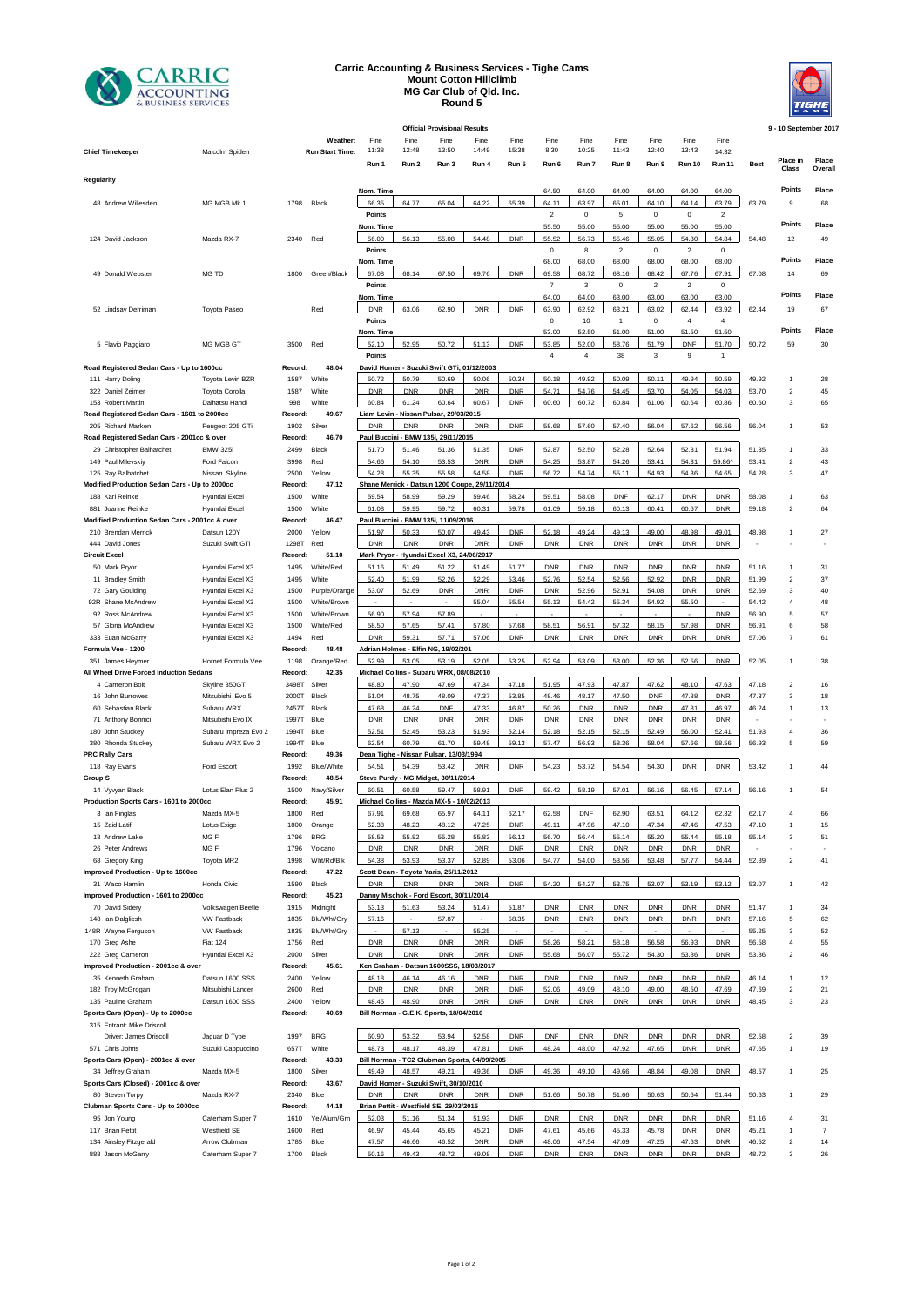# Carric Accounting & Business Services - Tighe Cams
## Mount Cotton Hillclimb
## MG Car Club of Qld. Inc.
## Round 5

**Official Provisional Results** — 9 - 10 September 2017

Chief Timekeeper: Malcolm Spiden

| | | | | Run 1 | Run 2 | Run 3 | Run 4 | Run 5 | Run 6 | Run 7 | Run 8 | Run 9 | Run 10 | Run 11 | Best | Place in Class | Place Overall |
|---|---|---|---|---|---|---|---|---|---|---|---|---|---|---|---|---|---|
| | | | Weather: | Fine | Fine | Fine | Fine | Fine | Fine | Fine | Fine | Fine | Fine | Fine | | | |
| | | | Run Start Time: | 11:38 | 12:48 | 13:50 | 14:49 | 15:38 | 8:30 | 10:25 | 11:43 | 12:40 | 13:43 | 14:32 | | | |
| **Regularity** | | | | | | | | | | | | | | | | | |
| | | | | Nom. Time | | | | | 64.50 | 64.00 | 64.00 | 64.00 | 64.00 | 64.00 | | Points | Place |
| 48 Andrew Willesden | MG MGB Mk 1 | 1798 | Black | 66.35 | 64.77 | 65.04 | 64.22 | 65.39 | 64.11 | 63.97 | 65.01 | 64.10 | 64.14 | 63.79 | 63.79 | 9 | 68 |
| | | | | Points | | | | | 2 | 0 | 5 | 0 | 0 | 2 | | | |
| | | | | Nom. Time | | | | | 55.50 | 55.00 | 55.00 | 55.00 | 55.00 | 55.00 | | Points | Place |
| 124 David Jackson | Mazda RX-7 | 2340 | Red | 56.00 | 56.13 | 55.08 | 54.48 | DNR | 55.52 | 56.73 | 55.46 | 55.05 | 54.80 | 54.84 | 54.48 | 12 | 49 |
| | | | | Points | | | | | 0 | 8 | 2 | 0 | 2 | 0 | | | |
| | | | | Nom. Time | | | | | 68.00 | 68.00 | 68.00 | 68.00 | 68.00 | 68.00 | | Points | Place |
| 49 Donald Webster | MG TD | 1800 | Green/Black | 67.08 | 68.14 | 67.50 | 69.76 | DNR | 69.58 | 68.72 | 68.16 | 68.42 | 67.76 | 67.91 | 67.08 | 14 | 69 |
| | | | | Points | | | | | 7 | 3 | 0 | 2 | 2 | 0 | | | |
| | | | | Nom. Time | | | | | 64.00 | 64.00 | 63.00 | 63.00 | 63.00 | 63.00 | | Points | Place |
| 52 Lindsay Derriman | Toyota Paseo | | Red | DNR | 63.06 | 62.90 | DNR | DNR | 63.90 | 62.92 | 63.21 | 63.02 | 62.44 | 63.92 | 62.44 | 19 | 67 |
| | | | | Points | | | | | 0 | 10 | 1 | 0 | 4 | 4 | | | |
| | | | | Nom. Time | | | | | 53.00 | 52.50 | 51.00 | 51.00 | 51.50 | 51.50 | | Points | Place |
| 5 Flavio Paggiaro | MG MGB GT | 3500 | Red | 52.10 | 52.95 | 50.72 | 51.13 | DNR | 53.85 | 52.00 | 58.76 | 51.79 | DNF | 51.70 | 50.72 | 59 | 30 |
| | | | | Points | | | | | 4 | 4 | 38 | 3 | 9 | 1 | | | |
| **Road Registered Sedan Cars - Up to 1600cc** | | Record: | 48.04 | David Homer - Suzuki Swift GTi, 01/12/2003 | | | | | | | | | | | | | |
| 111 Harry Doling | Toyota Levin BZR | 1587 | White | 50.72 | 50.79 | 50.69 | 50.06 | 50.34 | 50.18 | 49.92 | 50.09 | 50.11 | 49.94 | 50.59 | 49.92 | 1 | 28 |
| 322 Daniel Zeimer | Toyota Corolla | 1587 | White | DNR | DNR | DNR | DNR | DNR | 54.71 | 54.76 | 54.45 | 53.70 | 54.05 | 54.03 | 53.70 | 2 | 45 |
| 153 Robert Martin | Daihatsu Handi | 998 | White | 60.84 | 61.24 | 60.64 | 60.67 | DNR | 60.60 | 60.72 | 60.84 | 61.06 | 60.64 | 60.86 | 60.60 | 3 | 65 |
| **Road Registered Sedan Cars - 1601 to 2000cc** | | Record: | 49.67 | Liam Levin - Nissan Pulsar, 29/03/2015 | | | | | | | | | | | | | |
| 205 Richard Marken | Peugeot 205 GTi | 1902 | Silver | DNR | DNR | DNR | DNR | DNR | 58.68 | 57.60 | 57.40 | 56.04 | 57.62 | 56.56 | 56.04 | 1 | 53 |
| **Road Registered Sedan Cars - 2001cc & over** | | Record: | 46.70 | Paul Buccini - BMW 135i, 29/11/2015 | | | | | | | | | | | | | |
| 29 Christopher Balhatchet | BMW 325i | 2499 | Black | 51.70 | 51.46 | 51.36 | 51.35 | DNR | 52.87 | 52.50 | 52.28 | 52.64 | 52.31 | 51.94 | 51.35 | 1 | 33 |
| 149 Paul Milevskiy | Ford Falcon | 3998 | Red | 54.66 | 54.10 | 53.53 | DNR | DNR | 54.25 | 53.87 | 54.26 | 53.41 | 54.31 | 59.86^ | 53.41 | 2 | 43 |
| 125 Ray Balhatchet | Nissan Skyline | 2500 | Yellow | 54.28 | 55.35 | 55.58 | 54.58 | DNR | 56.72 | 54.74 | 55.11 | 54.93 | 54.36 | 54.65 | 54.28 | 3 | 47 |
| **Modified Production Sedan Cars - Up to 2000cc** | | Record: | 47.12 | Shane Merrick - Datsun 1200 Coupe, 29/11/2014 | | | | | | | | | | | | | |
| 188 Karl Reinke | Hyundai Excel | 1500 | White | 59.54 | 58.99 | 59.29 | 59.46 | 58.24 | 59.51 | 58.08 | DNF | 62.17 | DNR | DNR | 58.08 | 1 | 63 |
| 881 Joanne Reinke | Hyundai Excel | 1500 | White | 61.08 | 59.95 | 59.72 | 60.31 | 59.78 | 61.09 | 59.18 | 60.13 | 60.41 | 60.67 | DNR | 59.18 | 2 | 64 |
| **Modified Production Sedan Cars - 2001cc & over** | | Record: | 46.47 | Paul Buccini - BMW 135i, 11/09/2016 | | | | | | | | | | | | | |
| 210 Brendan Merrick | Datsun 120Y | 2000 | Yellow | 51.97 | 50.33 | 50.07 | 49.43 | DNR | 52.18 | 49.24 | 49.13 | 49.00 | 48.98 | 49.01 | 48.98 | 1 | 27 |
| 444 David Jones | Suzuki Swift GTi | 1298T | Red | DNR | DNR | DNR | DNR | DNR | DNR | DNR | DNR | DNR | DNR | DNR | - | - | - |
| **Circuit Excel** | | Record: | 51.10 | Mark Pryor - Hyundai Excel X3, 24/06/2017 | | | | | | | | | | | | | |
| 50 Mark Pryor | Hyundai Excel X3 | 1495 | White/Red | 51.16 | 51.49 | 51.22 | 51.49 | 51.77 | DNR | DNR | DNR | DNR | DNR | DNR | 51.16 | 1 | 31 |
| 11 Bradley Smith | Hyundai Excel X3 | 1495 | White | 52.40 | 51.99 | 52.26 | 52.29 | 53.46 | 52.76 | 52.54 | 52.56 | 52.92 | DNR | DNR | 51.99 | 2 | 37 |
| 72 Gary Goulding | Hyundai Excel X3 | 1500 | Purple/Orange | 53.07 | 52.69 | DNR | DNR | DNR | DNR | 52.96 | 52.91 | 54.08 | DNR | DNR | 52.69 | 3 | 40 |
| 92R Shane McAndrew | Hyundai Excel X3 | 1500 | White/Brown | - | - | - | 55.04 | 55.54 | 55.13 | 54.42 | 55.34 | 54.92 | 55.50 | - | 54.42 | 4 | 48 |
| 92 Ross McAndrew | Hyundai Excel X3 | 1500 | White/Brown | 56.90 | 57.94 | 57.89 | - | - | - | - | - | - | - | DNR | 56.90 | 5 | 57 |
| 57 Gloria McAndrew | Hyundai Excel X3 | 1500 | White/Red | 58.50 | 57.65 | 57.41 | 57.80 | 57.68 | 58.51 | 56.91 | 57.32 | 58.15 | 57.98 | DNR | 56.91 | 6 | 58 |
| 333 Euan McGarry | Hyundai Excel X3 | 1494 | Red | DNR | 59.31 | 57.71 | 57.06 | DNR | DNR | DNR | DNR | DNR | DNR | DNR | 57.06 | 7 | 61 |
| **Formula Vee - 1200** | | Record: | 48.48 | Adrian Holmes - Elfin NG, 19/02/201 | | | | | | | | | | | | | |
| 351 James Heymer | Hornet Formula Vee | 1198 | Orange/Red | 52.99 | 53.05 | 53.19 | 52.05 | 53.25 | 52.94 | 53.09 | 53.00 | 52.36 | 52.56 | DNR | 52.05 | 1 | 38 |
| **All Wheel Drive Forced Induction Sedans** | | Record: | 42.35 | Michael Collins - Subaru WRX, 08/08/2010 | | | | | | | | | | | | | |
| 4 Cameron Bolt | Skyline 350GT | 3498T | Silver | 48.80 | 47.90 | 47.69 | 47.34 | 47.18 | 51.95 | 47.93 | 47.87 | 47.62 | 48.10 | 47.63 | 47.18 | 2 | 16 |
| 16 John Burrowes | Mitsubishi Evo 5 | 2000T | Black | 51.04 | 48.75 | 48.09 | 47.37 | 53.85 | 48.46 | 48.17 | 47.50 | DNF | 47.88 | DNR | 47.37 | 3 | 18 |
| 60 Sebastian Black | Subaru WRX | 2457T | Black | 47.68 | 46.24 | DNF | 47.33 | 46.87 | 50.26 | DNR | DNR | DNR | 47.81 | 46.97 | 46.24 | 1 | 13 |
| 71 Anthony Bonnici | Mitsubishi Evo IX | 1997T | Blue | DNR | DNR | DNR | DNR | DNR | DNR | DNR | DNR | DNR | DNR | DNR | - | - | - |
| 180 John Stuckey | Subaru Impreza Evo 2 | 1994T | Blue | 52.51 | 52.45 | 53.23 | 51.93 | 52.14 | 52.18 | 52.15 | 52.15 | 52.49 | 56.00 | 52.41 | 51.93 | 4 | 36 |
| 380 Rhonda Stuckey | Subaru WRX Evo 2 | 1994T | Blue | 62.54 | 60.79 | 61.70 | 59.48 | 59.13 | 57.47 | 56.93 | 58.36 | 58.04 | 57.66 | 58.56 | 56.93 | 5 | 59 |
| **PRC Rally Cars** | | Record: | 49.36 | Dean Tighe - Nissan Pulsar, 13/03/1994 | | | | | | | | | | | | | |
| 118 Ray Evans | Ford Escort | 1992 | Blue/White | 54.51 | 54.39 | 53.42 | DNR | DNR | 54.23 | 53.72 | 54.54 | 54.30 | DNR | DNR | 53.42 | 1 | 44 |
| **Group S** | | Record: | 48.54 | Steve Purdy - MG Midget, 30/11/2014 | | | | | | | | | | | | | |
| 14 Vyvyan Black | Lotus Elan Plus 2 | 1500 | Navy/Silver | 60.51 | 60.58 | 59.47 | 58.91 | DNR | 59.42 | 58.19 | 57.01 | 56.16 | 56.45 | 57.14 | 56.16 | 1 | 54 |
| **Production Sports Cars - 1601 to 2000cc** | | Record: | 45.91 | Michael Collins - Mazda MX-5 - 10/02/2013 | | | | | | | | | | | | | |
| 3 Ian Finglas | Mazda MX-5 | 1800 | Red | 67.91 | 69.68 | 65.97 | 64.11 | 62.17 | 62.58 | DNF | 62.90 | 63.51 | 64.12 | 62.32 | 62.17 | 4 | 66 |
| 15 Zaid Latif | Lotus Exige | 1800 | Orange | 52.38 | 48.23 | 48.12 | 47.25 | DNR | 49.11 | 47.96 | 47.10 | 47.34 | 47.46 | 47.53 | 47.10 | 1 | 15 |
| 18 Andrew Lake | MG F | 1796 | BRG | 58.53 | 55.82 | 55.28 | 55.83 | 56.13 | 56.70 | 56.44 | 55.14 | 55.20 | 55.44 | 55.18 | 55.14 | 3 | 51 |
| 26 Peter Andrews | MG F | 1796 | Volcano | DNR | DNR | DNR | DNR | DNR | DNR | DNR | DNR | DNR | DNR | DNR | - | - | - |
| 68 Gregory King | Toyota MR2 | 1998 | Wht/Rd/Blk | 54.38 | 53.93 | 53.37 | 52.89 | 53.06 | 54.77 | 54.00 | 53.56 | 53.48 | 57.77 | 54.44 | 52.89 | 2 | 41 |
| **Improved Production - Up to 1600cc** | | Record: | 47.22 | Scott Dean - Toyota Yaris, 25/11/2012 | | | | | | | | | | | | | |
| 31 Waco Hamlin | Honda Civic | 1590 | Black | DNR | DNR | DNR | DNR | DNR | 54.20 | 54.27 | 53.75 | 53.07 | 53.19 | 53.12 | 53.07 | 1 | 42 |
| **Improved Production - 1601 to 2000cc** | | Record: | 45.23 | Danny Mischok - Ford Escort, 30/11/2014 | | | | | | | | | | | | | |
| 70 David Sidery | Volkswagen Beetle | 1915 | Midnight | 53.13 | 51.63 | 53.24 | 51.47 | 51.87 | DNR | DNR | DNR | DNR | DNR | DNR | 51.47 | 1 | 34 |
| 148 Ian Dalgliesh | VW Fastback | 1835 | Blu/Wht/Gry | 57.16 | - | 57.87 | - | 58.35 | DNR | DNR | DNR | DNR | DNR | DNR | 57.16 | 5 | 62 |
| 148R Wayne Ferguson | VW Fastback | 1835 | Blu/Wht/Gry | - | 57.13 | - | 55.25 | - | - | - | - | - | - | - | 55.25 | 3 | 52 |
| 170 Greg Ashe | Fiat 124 | 1756 | Red | DNR | DNR | DNR | DNR | DNR | 58.26 | 58.21 | 58.18 | 56.58 | 56.93 | DNR | 56.58 | 4 | 55 |
| 222 Greg Cameron | Hyundai Excel X3 | 2000 | Silver | DNR | DNR | DNR | DNR | DNR | 55.68 | 56.07 | 55.72 | 54.30 | 53.86 | DNR | 53.86 | 2 | 46 |
| **Improved Production - 2001cc & over** | | Record: | 45.61 | Ken Graham - Datsun 1600SSS, 18/03/2017 | | | | | | | | | | | | | |
| 35 Kenneth Graham | Datsun 1600 SSS | 2400 | Yellow | 48.18 | 46.14 | 46.16 | DNR | DNR | DNR | DNR | DNR | DNR | DNR | DNR | 46.14 | 1 | 12 |
| 182 Troy McGrogan | Mitsubishi Lancer | 2600 | Red | DNR | DNR | DNR | DNR | DNR | 52.06 | 49.09 | 48.10 | 49.00 | 48.50 | 47.69 | 47.69 | 2 | 21 |
| 135 Pauline Graham | Datsun 1600 SSS | 2400 | Yellow | 48.45 | 48.90 | DNR | DNR | DNR | DNR | DNR | DNR | DNR | DNR | DNR | 48.45 | 3 | 23 |
| **Sports Cars (Open) - Up to 2000cc** | | Record: | 40.69 | Bill Norman - G.E.K. Sports, 18/04/2010 | | | | | | | | | | | | | |
| 315 Entrant: Mike Driscoll | | | | | | | | | | | | | | | | | |
| Driver: James Driscoll | Jaguar D Type | 1997 | BRG | 60.90 | 53.32 | 53.94 | 52.58 | DNR | DNF | DNR | DNR | DNR | DNR | DNR | 52.58 | 2 | 39 |
| 571 Chris Johns | Suzuki Cappuccino | 657T | White | 48.73 | 48.17 | 48.39 | 47.81 | DNR | 48.24 | 48.00 | 47.92 | 47.65 | DNR | DNR | 47.65 | 1 | 19 |
| **Sports Cars (Open) - 2001cc & over** | | Record: | 43.33 | Bill Norman - TC2 Clubman Sports, 04/09/2005 | | | | | | | | | | | | | |
| 34 Jeffrey Graham | Mazda MX-5 | 1800 | Silver | 49.49 | 48.57 | 49.21 | 49.36 | DNR | 49.36 | 49.10 | 49.66 | 48.84 | 49.08 | DNR | 48.57 | 1 | 25 |
| **Sports Cars (Closed) - 2001cc & over** | | Record: | 43.67 | David Homer - Suzuki Swift, 30/10/2010 | | | | | | | | | | | | | |
| 80 Steven Torpy | Mazda RX-7 | 2340 | Blue | DNR | DNR | DNR | DNR | DNR | 51.66 | 50.78 | 51.66 | 50.63 | 50.64 | 51.44 | 50.63 | 1 | 29 |
| **Clubman Sports Cars - Up to 2000cc** | | Record: | 44.18 | Brian Pettit - Westfield SE, 29/03/2015 | | | | | | | | | | | | | |
| 95 Jon Young | Caterham Super 7 | 1610 | Yel/Alum/Grn | 52.03 | 51.16 | 51.34 | 51.93 | DNR | DNR | DNR | DNR | DNR | DNR | DNR | 51.16 | 4 | 31 |
| 117 Brian Pettit | Westfield SE | 1600 | Red | 46.97 | 45.44 | 45.65 | 45.21 | DNR | 47.61 | 45.66 | 45.33 | 45.78 | DNR | DNR | 45.21 | 1 | 7 |
| 134 Ainsley Fitzgerald | Arrow Clubman | 1785 | Blue | 47.57 | 46.66 | 46.52 | DNR | DNR | 48.06 | 47.54 | 47.09 | 47.25 | 47.63 | DNR | 46.52 | 2 | 14 |
| 888 Jason McGarry | Caterham Super 7 | 1700 | Black | 50.16 | 49.43 | 48.72 | 49.08 | DNR | DNR | DNR | DNR | DNR | DNR | DNR | 48.72 | 3 | 26 |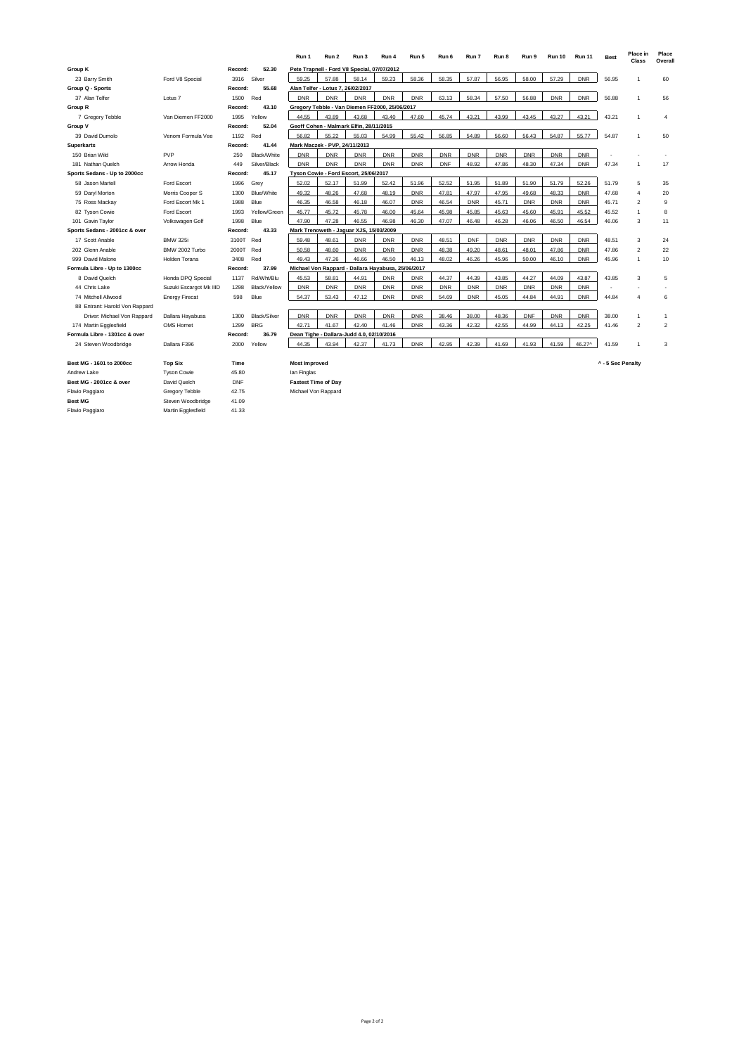| | | | | Run 1 | Run 2 | Run 3 | Run 4 | Run 5 | Run 6 | Run 7 | Run 8 | Run 9 | Run 10 | Run 11 | Best | Place in Class | Place Overall |
|---|---|---|---|---|---|---|---|---|---|---|---|---|---|---|---|---|---|
| **Group K** | | **Record:** | **52.30** | **Pete Trapnell - Ford V8 Special, 07/07/2012** | | | | | | | | | | | | | |
| 23 Barry Smith | Ford V8 Special | 3916 | Silver | 59.25 | 57.88 | 58.14 | 59.23 | 58.36 | 58.35 | 57.87 | 56.95 | 58.00 | 57.29 | DNR | 56.95 | 1 | 60 |
| **Group Q - Sports** | | **Record:** | **55.68** | **Alan Telfer - Lotus 7, 26/02/2017** | | | | | | | | | | | | | |
| 37 Alan Telfer | Lotus 7 | 1500 | Red | DNR | DNR | DNR | DNR | DNR | 63.13 | 58.34 | 57.50 | 56.88 | DNR | DNR | 56.88 | 1 | 56 |
| **Group R** | | **Record:** | **43.10** | **Gregory Tebble - Van Diemen FF2000, 25/06/2017** | | | | | | | | | | | | | |
| 7 Gregory Tebble | Van Diemen FF2000 | 1995 | Yellow | 44.55 | 43.89 | 43.68 | 43.40 | 47.60 | 45.74 | 43.21 | 43.99 | 43.45 | 43.27 | 43.21 | 43.21 | 1 | 4 |
| **Group V** | | **Record:** | **52.04** | **Geoff Cohen - Malmark Elfin, 28/11/2015** | | | | | | | | | | | | | |
| 39 David Dumolo | Venom Formula Vee | 1192 | Red | 56.82 | 55.22 | 55.03 | 54.99 | 55.42 | 56.85 | 54.89 | 56.60 | 56.43 | 54.87 | 55.77 | 54.87 | 1 | 50 |
| **Superkarts** | | **Record:** | **41.44** | **Mark Maczek - PVP, 24/11/2013** | | | | | | | | | | | | | |
| 150 Brian Wild | PVP | 250 | Black/White | DNR | DNR | DNR | DNR | DNR | DNR | DNR | DNR | DNR | DNR | DNR | - | - | - |
| 181 Nathan Quelch | Arrow Honda | 449 | Silver/Black | DNR | DNR | DNR | DNR | DNR | DNF | 48.92 | 47.86 | 48.30 | 47.34 | DNR | 47.34 | 1 | 17 |
| **Sports Sedans - Up to 2000cc** | | **Record:** | **45.17** | **Tyson Cowie - Ford Escort, 25/06/2017** | | | | | | | | | | | | | |
| 58 Jason Martell | Ford Escort | 1996 | Grey | 52.02 | 52.17 | 51.99 | 52.42 | 51.96 | 52.52 | 51.95 | 51.89 | 51.90 | 51.79 | 52.26 | 51.79 | 5 | 35 |
| 59 Daryl Morton | Morris Cooper S | 1300 | Blue/White | 49.32 | 48.26 | 47.68 | 48.19 | DNR | 47.81 | 47.97 | 47.95 | 49.68 | 48.33 | DNR | 47.68 | 4 | 20 |
| 75 Ross Mackay | Ford Escort Mk 1 | 1988 | Blue | 46.35 | 46.58 | 46.18 | 46.07 | DNR | 46.54 | DNR | 45.71 | DNR | DNR | DNR | 45.71 | 2 | 9 |
| 82 Tyson Cowie | Ford Escort | 1993 | Yellow/Green | 45.77 | 45.72 | 45.78 | 46.00 | 45.64 | 45.98 | 45.85 | 45.63 | 45.60 | 45.91 | 45.52 | 45.52 | 1 | 8 |
| 101 Gavin Taylor | Volkswagen Golf | 1998 | Blue | 47.90 | 47.28 | 46.55 | 46.98 | 46.30 | 47.07 | 46.48 | 46.28 | 46.06 | 46.50 | 46.54 | 46.06 | 3 | 11 |
| **Sports Sedans - 2001cc & over** | | **Record:** | **43.33** | **Mark Trenoweth - Jaguar XJS, 15/03/2009** | | | | | | | | | | | | | |
| 17 Scott Anable | BMW 325i | 3100T | Red | 59.48 | 48.61 | DNR | DNR | DNR | 48.51 | DNF | DNR | DNR | DNR | DNR | 48.51 | 3 | 24 |
| 202 Glenn Anable | BMW 2002 Turbo | 2000T | Red | 50.58 | 48.60 | DNR | DNR | DNR | 48.38 | 49.20 | 48.61 | 48.01 | 47.86 | DNR | 47.86 | 2 | 22 |
| 999 David Malone | Holden Torana | 3408 | Red | 49.43 | 47.26 | 46.66 | 46.50 | 46.13 | 48.02 | 46.26 | 45.96 | 50.00 | 46.10 | DNR | 45.96 | 1 | 10 |
| **Formula Libre - Up to 1300cc** | | **Record:** | **37.99** | **Michael Von Rappard - Dallara Hayabusa, 25/06/2017** | | | | | | | | | | | | | |
| 8 David Quelch | Honda DPQ Special | 1137 | Rd/Wht/Blu | 45.53 | 58.81 | 44.91 | DNR | DNR | 44.37 | 44.39 | 43.85 | 44.27 | 44.09 | 43.87 | 43.85 | 3 | 5 |
| 44 Chris Lake | Suzuki Escargot Mk IIID | 1298 | Black/Yellow | DNR | DNR | DNR | DNR | DNR | DNR | DNR | DNR | DNR | DNR | DNR | - | - | - |
| 74 Mitchell Allwood | Energy Firecat | 598 | Blue | 54.37 | 53.43 | 47.12 | DNR | DNR | 54.69 | DNR | 45.05 | 44.84 | 44.91 | DNR | 44.84 | 4 | 6 |
| 88 Entrant: Harold Von Rappard | | | | | | | | | | | | | | | | | |
| Driver: Michael Von Rappard | Dallara Hayabusa | 1300 | Black/Silver | DNR | DNR | DNR | DNR | DNR | 38.46 | 38.00 | 48.36 | DNF | DNR | DNR | 38.00 | 1 | 1 |
| 174 Martin Egglesfield | OMS Hornet | 1299 | BRG | 42.71 | 41.67 | 42.40 | 41.46 | DNR | 43.36 | 42.32 | 42.55 | 44.99 | 44.13 | 42.25 | 41.46 | 2 | 2 |
| **Formula Libre - 1301cc & over** | | **Record:** | **36.79** | **Dean Tighe - Dallara-Judd 4.0, 02/10/2016** | | | | | | | | | | | | | |
| 24 Steven Woodbridge | Dallara F396 | 2000 | Yellow | 44.35 | 43.94 | 42.37 | 41.73 | DNR | 42.95 | 42.39 | 41.69 | 41.93 | 41.59 | 46.27^ | 41.59 | 1 | 3 |

| **Best MG - 1601 to 2000cc** | **Top Six** | **Time** | **Most Improved** |
|---|---|---|---|
| Andrew Lake | Tyson Cowie | 45.80 | Ian Finglas |
| **Best MG - 2001cc & over** | David Quelch | DNF | **Fastest Time of Day** |
| Flavio Paggiaro | Gregory Tebble | 42.75 | Michael Von Rappard |
| **Best MG** | Steven Woodbridge | 41.09 | |
| Flavio Paggiaro | Martin Egglesfield | 41.33 | |

^ - 5 Sec Penalty